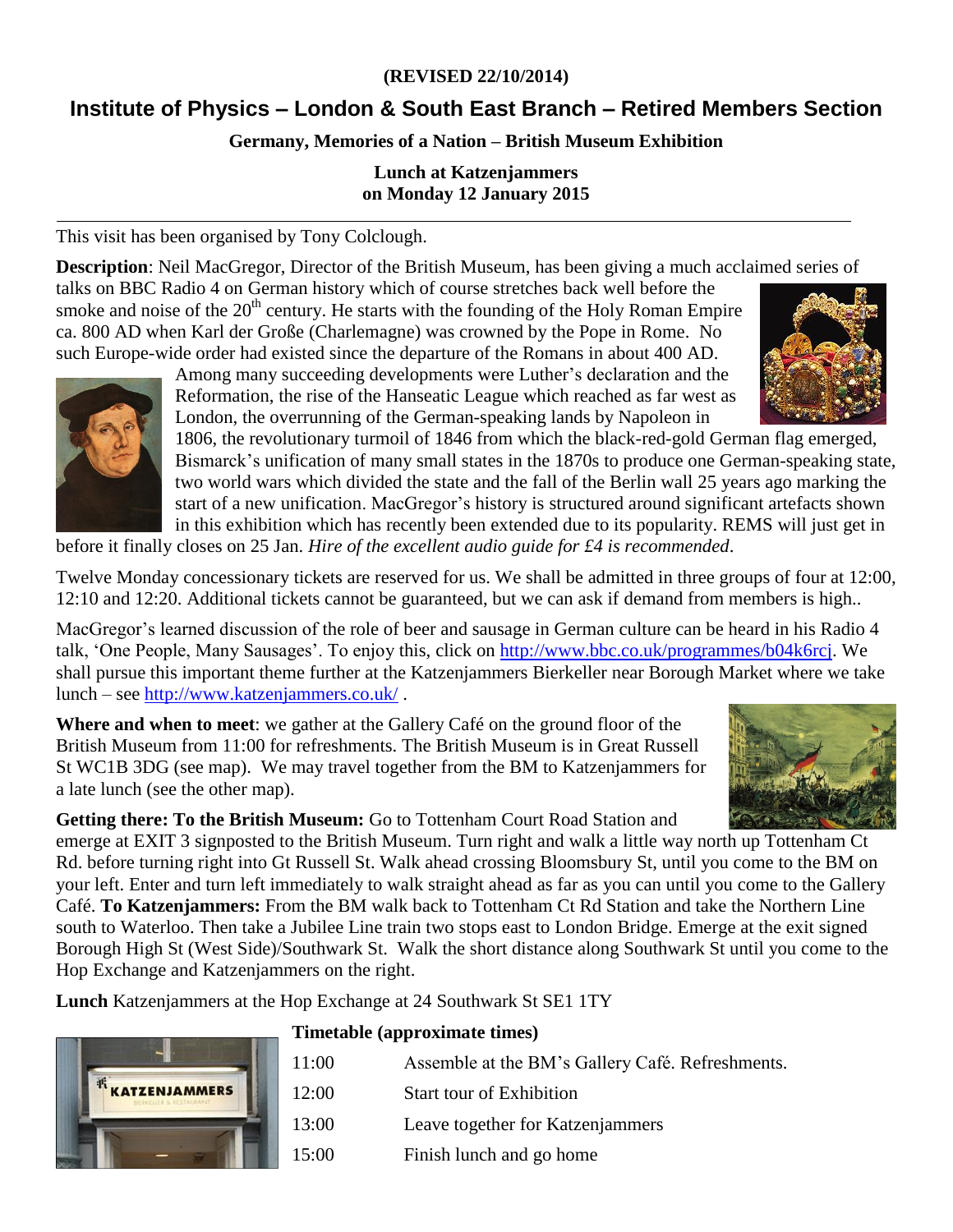**(REVISED 22/10/2014)**

# Institute of Physics – London & South East Branch – Retired Members Section

## Germany, Memories of a Nation – British Museum Exhibition

### Lunch at Katzenjammers on Monday 12 January 2015

---

This visit has been organised by Tony Colclough.

**Description**: Neil MacGregor, Director of the British Museum, has been giving a much acclaimed series of talks on BBC Radio 4 on German history which of course stretches back well before the smoke and noise of the 20th century. He starts with the founding of the Holy Roman Empire ca. 800 AD when Karl der Große (Charlemagne) was crowned by the Pope in Rome. No such Europe-wide order had existed since the departure of the Romans in about 400 AD. Among many succeeding developments were Luther's declaration and the Reformation, the rise of the Hanseatic League which reached as far west as London, the overrunning of the German-speaking lands by Napoleon in 1806, the revolutionary turmoil of 1846 from which the black-red-gold German flag emerged, Bismarck's unification of many small states in the 1870s to produce one German-speaking state, two world wars which divided the state and the fall of the Berlin wall 25 years ago marking the start of a new unification. MacGregor's history is structured around significant artefacts shown in this exhibition which has recently been extended due to its popularity. REMS will just get in before it finally closes on 25 Jan. *Hire of the excellent audio guide for £4 is recommended*.

Twelve Monday concessionary tickets are reserved for us. We shall be admitted in three groups of four at 12:00, 12:10 and 12:20. Additional tickets cannot be guaranteed, but we can ask if demand from members is high..

MacGregor's learned discussion of the role of beer and sausage in German culture can be heard in his Radio 4 talk, 'One People, Many Sausages'. To enjoy this, click on http://www.bbc.co.uk/programmes/b04k6rcj. We shall pursue this important theme further at the Katzenjammers Bierkeller near Borough Market where we take lunch – see http://www.katzenjammers.co.uk/ .

**Where and when to meet**: we gather at the Gallery Café on the ground floor of the British Museum from 11:00 for refreshments. The British Museum is in Great Russell St WC1B 3DG (see map). We may travel together from the BM to Katzenjammers for a late lunch (see the other map).

**Getting there: To the British Museum:** Go to Tottenham Court Road Station and emerge at EXIT 3 signposted to the British Museum. Turn right and walk a little way north up Tottenham Ct Rd. before turning right into Gt Russell St. Walk ahead crossing Bloomsbury St, until you come to the BM on your left. Enter and turn left immediately to walk straight ahead as far as you can until you come to the Gallery Café. **To Katzenjammers:** From the BM walk back to Tottenham Ct Rd Station and take the Northern Line south to Waterloo. Then take a Jubilee Line train two stops east to London Bridge. Emerge at the exit signed Borough High St (West Side)/Southwark St. Walk the short distance along Southwark St until you come to the Hop Exchange and Katzenjammers on the right.

**Lunch** Katzenjammers at the Hop Exchange at 24 Southwark St SE1 1TY

**Timetable (approximate times)**

| | |
|---|---|
| 11:00 | Assemble at the BM's Gallery Café. Refreshments. |
| 12:00 | Start tour of Exhibition |
| 13:00 | Leave together for Katzenjammers |
| 15:00 | Finish lunch and go home |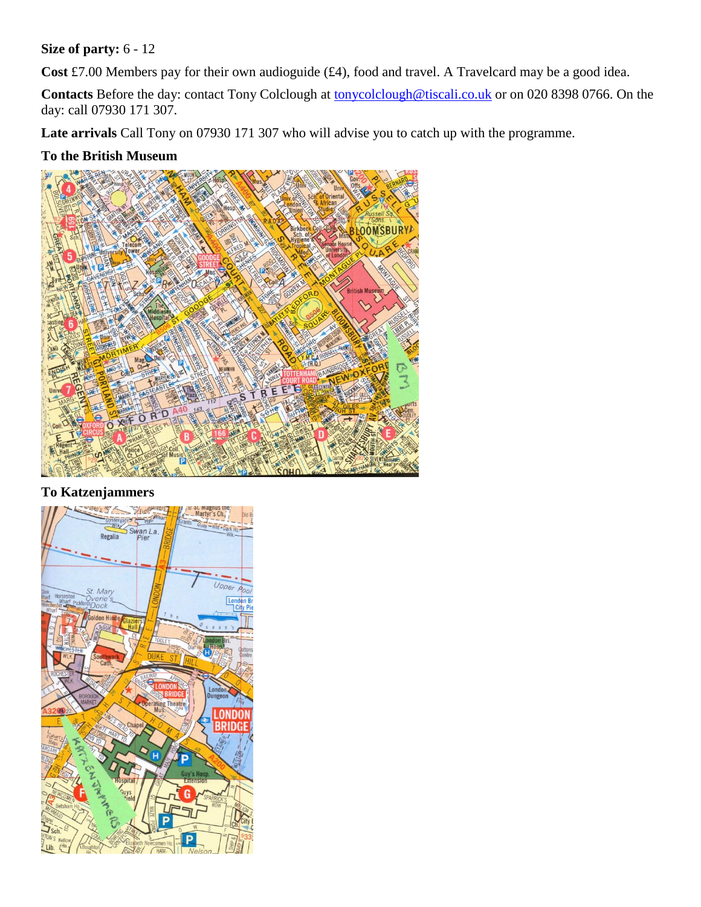**Size of party:** 6 - 12

**Cost** £7.00 Members pay for their own audioguide (£4), food and travel. A Travelcard may be a good idea.

**Contacts** Before the day: contact Tony Colclough at tonycolclough@tiscali.co.uk or on 020 8398 0766. On the day: call 07930 171 307.

**Late arrivals** Call Tony on 07930 171 307 who will advise you to catch up with the programme.

**To the British Museum**

**To Katzenjammers**